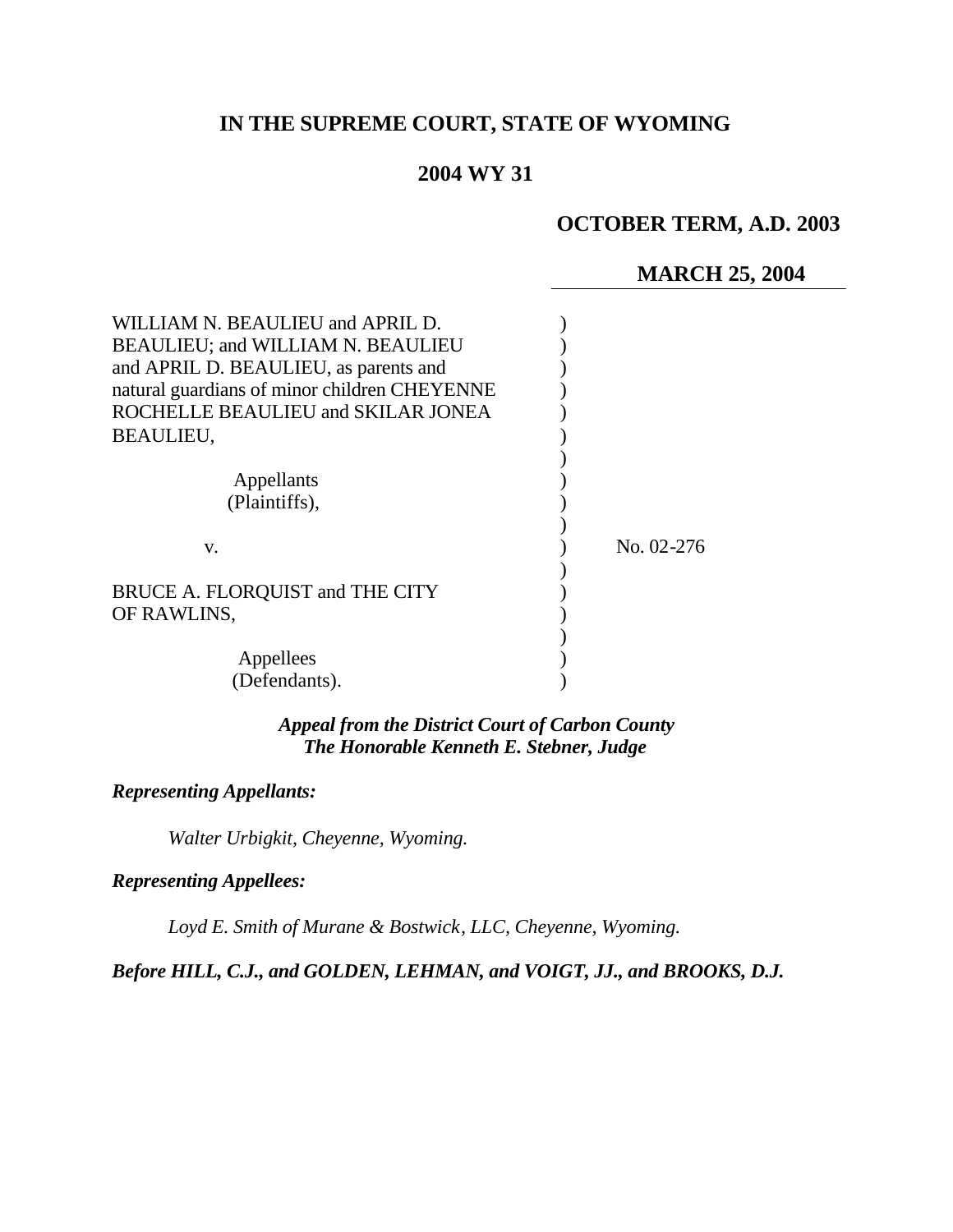# IN THE SUPREME COURT, STATE OF WYOMING

## 2004 WY 31

**OCTOBER TERM, A.D. 2003**

**MARCH 25, 2004**

WILLIAM N. BEAULIEU and APRIL D. BEAULIEU; and WILLIAM N. BEAULIEU and APRIL D. BEAULIEU, as parents and natural guardians of minor children CHEYENNE ROCHELLE BEAULIEU and SKILAR JONEA BEAULIEU,

Appellants
(Plaintiffs),

v.

BRUCE A. FLORQUIST and THE CITY OF RAWLINS,

Appellees
(Defendants).

No. 02-276

***Appeal from the District Court of Carbon County***
***The Honorable Kenneth E. Stebner, Judge***

***Representing Appellants:***

*Walter Urbigkit, Cheyenne, Wyoming.*

***Representing Appellees:***

*Loyd E. Smith of Murane & Bostwick, LLC, Cheyenne, Wyoming.*

***Before HILL, C.J., and GOLDEN, LEHMAN, and VOIGT, JJ., and BROOKS, D.J.***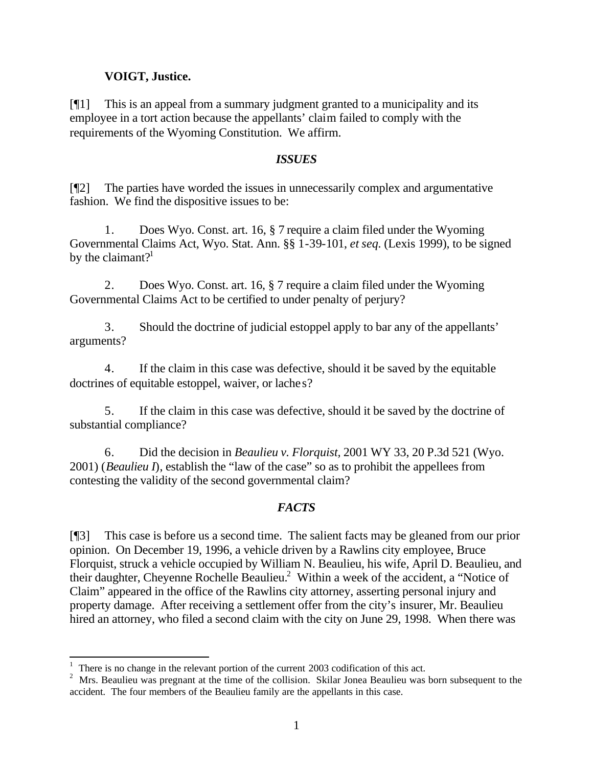**VOIGT, Justice.**

[¶1] This is an appeal from a summary judgment granted to a municipality and its employee in a tort action because the appellants' claim failed to comply with the requirements of the Wyoming Constitution. We affirm.

### *ISSUES*

[¶2] The parties have worded the issues in unnecessarily complex and argumentative fashion. We find the dispositive issues to be:

1. Does Wyo. Const. art. 16, § 7 require a claim filed under the Wyoming Governmental Claims Act, Wyo. Stat. Ann. §§ 1-39-101, *et seq.* (Lexis 1999), to be signed by the claimant?[1]

2. Does Wyo. Const. art. 16, § 7 require a claim filed under the Wyoming Governmental Claims Act to be certified to under penalty of perjury?

3. Should the doctrine of judicial estoppel apply to bar any of the appellants' arguments?

4. If the claim in this case was defective, should it be saved by the equitable doctrines of equitable estoppel, waiver, or laches?

5. If the claim in this case was defective, should it be saved by the doctrine of substantial compliance?

6. Did the decision in *Beaulieu v. Florquist*, 2001 WY 33, 20 P.3d 521 (Wyo. 2001) (*Beaulieu I*), establish the "law of the case" so as to prohibit the appellees from contesting the validity of the second governmental claim?

### *FACTS*

[¶3] This case is before us a second time. The salient facts may be gleaned from our prior opinion. On December 19, 1996, a vehicle driven by a Rawlins city employee, Bruce Florquist, struck a vehicle occupied by William N. Beaulieu, his wife, April D. Beaulieu, and their daughter, Cheyenne Rochelle Beaulieu.[2] Within a week of the accident, a "Notice of Claim" appeared in the office of the Rawlins city attorney, asserting personal injury and property damage. After receiving a settlement offer from the city's insurer, Mr. Beaulieu hired an attorney, who filed a second claim with the city on June 29, 1998. When there was

---

[1] There is no change in the relevant portion of the current 2003 codification of this act.

[2] Mrs. Beaulieu was pregnant at the time of the collision. Skilar Jonea Beaulieu was born subsequent to the accident. The four members of the Beaulieu family are the appellants in this case.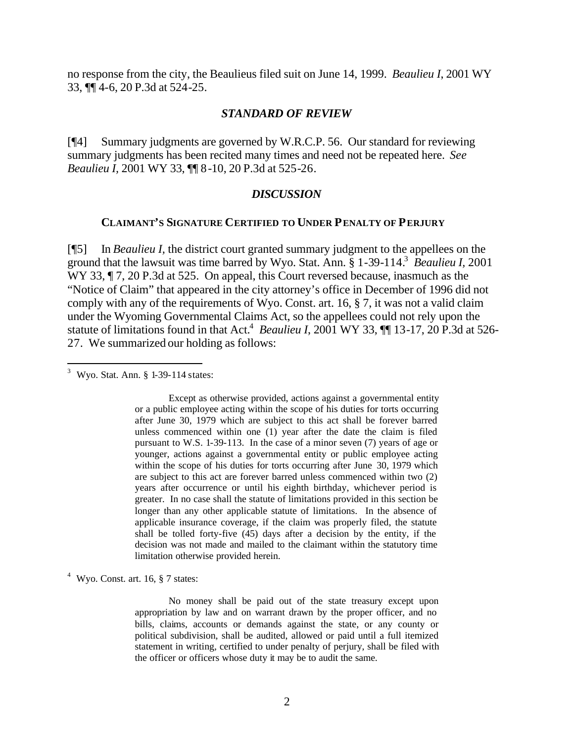no response from the city, the Beaulieus filed suit on June 14, 1999. *Beaulieu I*, 2001 WY 33, ¶¶ 4-6, 20 P.3d at 524-25.

### *STANDARD OF REVIEW*

[¶4] Summary judgments are governed by W.R.C.P. 56. Our standard for reviewing summary judgments has been recited many times and need not be repeated here. *See Beaulieu I*, 2001 WY 33, ¶¶ 8-10, 20 P.3d at 525-26.

### *DISCUSSION*

#### CLAIMANT'S SIGNATURE CERTIFIED TO UNDER PENALTY OF PERJURY

[¶5] In *Beaulieu I*, the district court granted summary judgment to the appellees on the ground that the lawsuit was time barred by Wyo. Stat. Ann. § 1-39-114.[3] *Beaulieu I*, 2001 WY 33, ¶ 7, 20 P.3d at 525. On appeal, this Court reversed because, inasmuch as the "Notice of Claim" that appeared in the city attorney's office in December of 1996 did not comply with any of the requirements of Wyo. Const. art. 16, § 7, it was not a valid claim under the Wyoming Governmental Claims Act, so the appellees could not rely upon the statute of limitations found in that Act.[4] *Beaulieu I*, 2001 WY 33, ¶¶ 13-17, 20 P.3d at 526-27. We summarized our holding as follows:

---

[3] Wyo. Stat. Ann. § 1-39-114 states:

> Except as otherwise provided, actions against a governmental entity or a public employee acting within the scope of his duties for torts occurring after June 30, 1979 which are subject to this act shall be forever barred unless commenced within one (1) year after the date the claim is filed pursuant to W.S. 1-39-113. In the case of a minor seven (7) years of age or younger, actions against a governmental entity or public employee acting within the scope of his duties for torts occurring after June 30, 1979 which are subject to this act are forever barred unless commenced within two (2) years after occurrence or until his eighth birthday, whichever period is greater. In no case shall the statute of limitations provided in this section be longer than any other applicable statute of limitations. In the absence of applicable insurance coverage, if the claim was properly filed, the statute shall be tolled forty-five (45) days after a decision by the entity, if the decision was not made and mailed to the claimant within the statutory time limitation otherwise provided herein.

[4] Wyo. Const. art. 16, § 7 states:

> No money shall be paid out of the state treasury except upon appropriation by law and on warrant drawn by the proper officer, and no bills, claims, accounts or demands against the state, or any county or political subdivision, shall be audited, allowed or paid until a full itemized statement in writing, certified to under penalty of perjury, shall be filed with the officer or officers whose duty it may be to audit the same.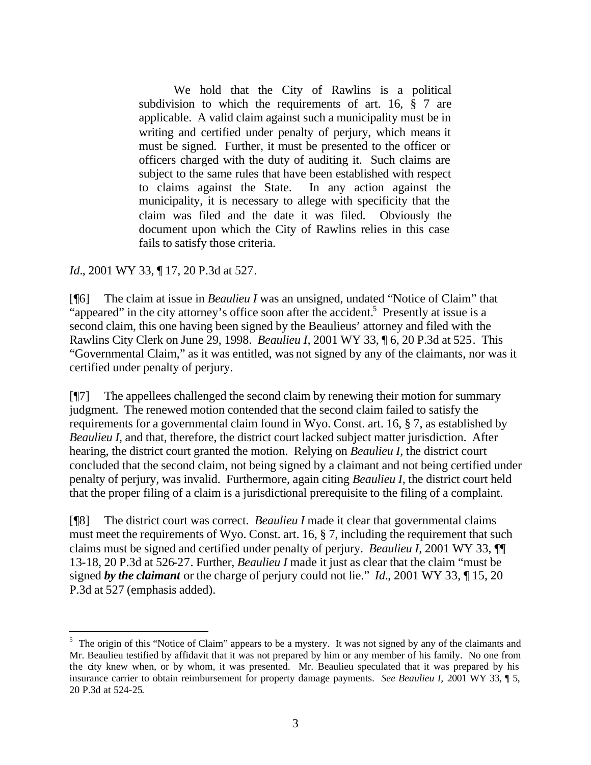> We hold that the City of Rawlins is a political subdivision to which the requirements of art. 16, § 7 are applicable. A valid claim against such a municipality must be in writing and certified under penalty of perjury, which means it must be signed. Further, it must be presented to the officer or officers charged with the duty of auditing it. Such claims are subject to the same rules that have been established with respect to claims against the State. In any action against the municipality, it is necessary to allege with specificity that the claim was filed and the date it was filed. Obviously the document upon which the City of Rawlins relies in this case fails to satisfy those criteria.

*Id*., 2001 WY 33, ¶ 17, 20 P.3d at 527.

[¶6] The claim at issue in *Beaulieu I* was an unsigned, undated "Notice of Claim" that "appeared" in the city attorney's office soon after the accident.[5] Presently at issue is a second claim, this one having been signed by the Beaulieus' attorney and filed with the Rawlins City Clerk on June 29, 1998. *Beaulieu I*, 2001 WY 33, ¶ 6, 20 P.3d at 525. This "Governmental Claim," as it was entitled, was not signed by any of the claimants, nor was it certified under penalty of perjury.

[¶7] The appellees challenged the second claim by renewing their motion for summary judgment. The renewed motion contended that the second claim failed to satisfy the requirements for a governmental claim found in Wyo. Const. art. 16, § 7, as established by *Beaulieu I*, and that, therefore, the district court lacked subject matter jurisdiction. After hearing, the district court granted the motion. Relying on *Beaulieu I*, the district court concluded that the second claim, not being signed by a claimant and not being certified under penalty of perjury, was invalid. Furthermore, again citing *Beaulieu I*, the district court held that the proper filing of a claim is a jurisdictional prerequisite to the filing of a complaint.

[¶8] The district court was correct. *Beaulieu I* made it clear that governmental claims must meet the requirements of Wyo. Const. art. 16, § 7, including the requirement that such claims must be signed and certified under penalty of perjury. *Beaulieu I*, 2001 WY 33, ¶¶ 13-18, 20 P.3d at 526-27. Further, *Beaulieu I* made it just as clear that the claim "must be signed ***by the claimant*** or the charge of perjury could not lie." *Id*., 2001 WY 33, ¶ 15, 20 P.3d at 527 (emphasis added).

---

[5] The origin of this "Notice of Claim" appears to be a mystery. It was not signed by any of the claimants and Mr. Beaulieu testified by affidavit that it was not prepared by him or any member of his family. No one from the city knew when, or by whom, it was presented. Mr. Beaulieu speculated that it was prepared by his insurance carrier to obtain reimbursement for property damage payments. *See Beaulieu I*, 2001 WY 33, ¶ 5, 20 P.3d at 524-25.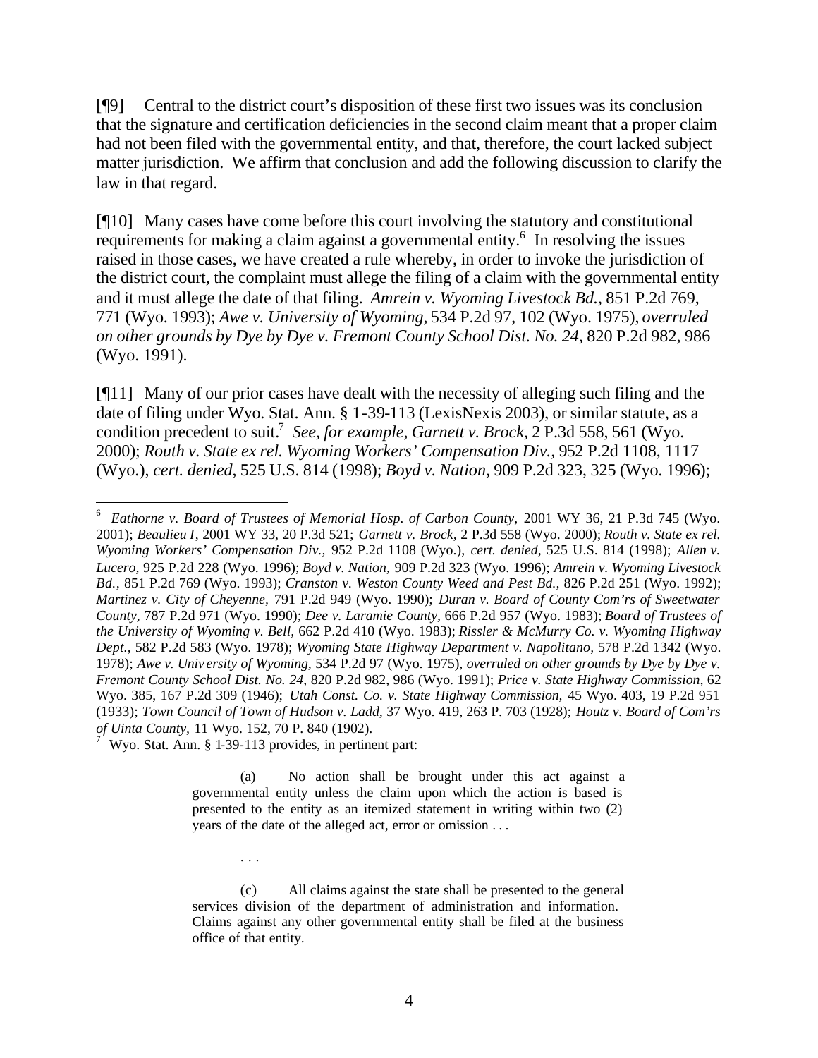[¶9] Central to the district court's disposition of these first two issues was its conclusion that the signature and certification deficiencies in the second claim meant that a proper claim had not been filed with the governmental entity, and that, therefore, the court lacked subject matter jurisdiction. We affirm that conclusion and add the following discussion to clarify the law in that regard.

[¶10] Many cases have come before this court involving the statutory and constitutional requirements for making a claim against a governmental entity.[6] In resolving the issues raised in those cases, we have created a rule whereby, in order to invoke the jurisdiction of the district court, the complaint must allege the filing of a claim with the governmental entity and it must allege the date of that filing. *Amrein v. Wyoming Livestock Bd.*, 851 P.2d 769, 771 (Wyo. 1993); *Awe v. University of Wyoming*, 534 P.2d 97, 102 (Wyo. 1975), *overruled on other grounds by Dye by Dye v. Fremont County School Dist. No. 24*, 820 P.2d 982, 986 (Wyo. 1991).

[¶11] Many of our prior cases have dealt with the necessity of alleging such filing and the date of filing under Wyo. Stat. Ann. § 1-39-113 (LexisNexis 2003), or similar statute, as a condition precedent to suit.[7] *See, for example*, *Garnett v. Brock*, 2 P.3d 558, 561 (Wyo. 2000); *Routh v. State ex rel. Wyoming Workers' Compensation Div.*, 952 P.2d 1108, 1117 (Wyo.), *cert. denied*, 525 U.S. 814 (1998); *Boyd v. Nation*, 909 P.2d 323, 325 (Wyo. 1996);

---

[6] *Eathorne v. Board of Trustees of Memorial Hosp. of Carbon County*, 2001 WY 36, 21 P.3d 745 (Wyo. 2001); *Beaulieu I*, 2001 WY 33, 20 P.3d 521; *Garnett v. Brock*, 2 P.3d 558 (Wyo. 2000); *Routh v. State ex rel. Wyoming Workers' Compensation Div.*, 952 P.2d 1108 (Wyo.), *cert. denied*, 525 U.S. 814 (1998); *Allen v. Lucero*, 925 P.2d 228 (Wyo. 1996); *Boyd v. Nation*, 909 P.2d 323 (Wyo. 1996); *Amrein v. Wyoming Livestock Bd.*, 851 P.2d 769 (Wyo. 1993); *Cranston v. Weston County Weed and Pest Bd.*, 826 P.2d 251 (Wyo. 1992); *Martinez v. City of Cheyenne*, 791 P.2d 949 (Wyo. 1990); *Duran v. Board of County Com'rs of Sweetwater County*, 787 P.2d 971 (Wyo. 1990); *Dee v. Laramie County*, 666 P.2d 957 (Wyo. 1983); *Board of Trustees of the University of Wyoming v. Bell*, 662 P.2d 410 (Wyo. 1983); *Rissler & McMurry Co. v. Wyoming Highway Dept.*, 582 P.2d 583 (Wyo. 1978); *Wyoming State Highway Department v. Napolitano*, 578 P.2d 1342 (Wyo. 1978); *Awe v. University of Wyoming*, 534 P.2d 97 (Wyo. 1975), *overruled on other grounds by Dye by Dye v. Fremont County School Dist. No. 24*, 820 P.2d 982, 986 (Wyo. 1991); *Price v. State Highway Commission*, 62 Wyo. 385, 167 P.2d 309 (1946); *Utah Const. Co. v. State Highway Commission*, 45 Wyo. 403, 19 P.2d 951 (1933); *Town Council of Town of Hudson v. Ladd*, 37 Wyo. 419, 263 P. 703 (1928); *Houtz v. Board of Com'rs of Uinta County*, 11 Wyo. 152, 70 P. 840 (1902).

[7] Wyo. Stat. Ann. § 1-39-113 provides, in pertinent part:

> (a) No action shall be brought under this act against a governmental entity unless the claim upon which the action is based is presented to the entity as an itemized statement in writing within two (2) years of the date of the alleged act, error or omission . . .
>
> . . .
>
> (c) All claims against the state shall be presented to the general services division of the department of administration and information. Claims against any other governmental entity shall be filed at the business office of that entity.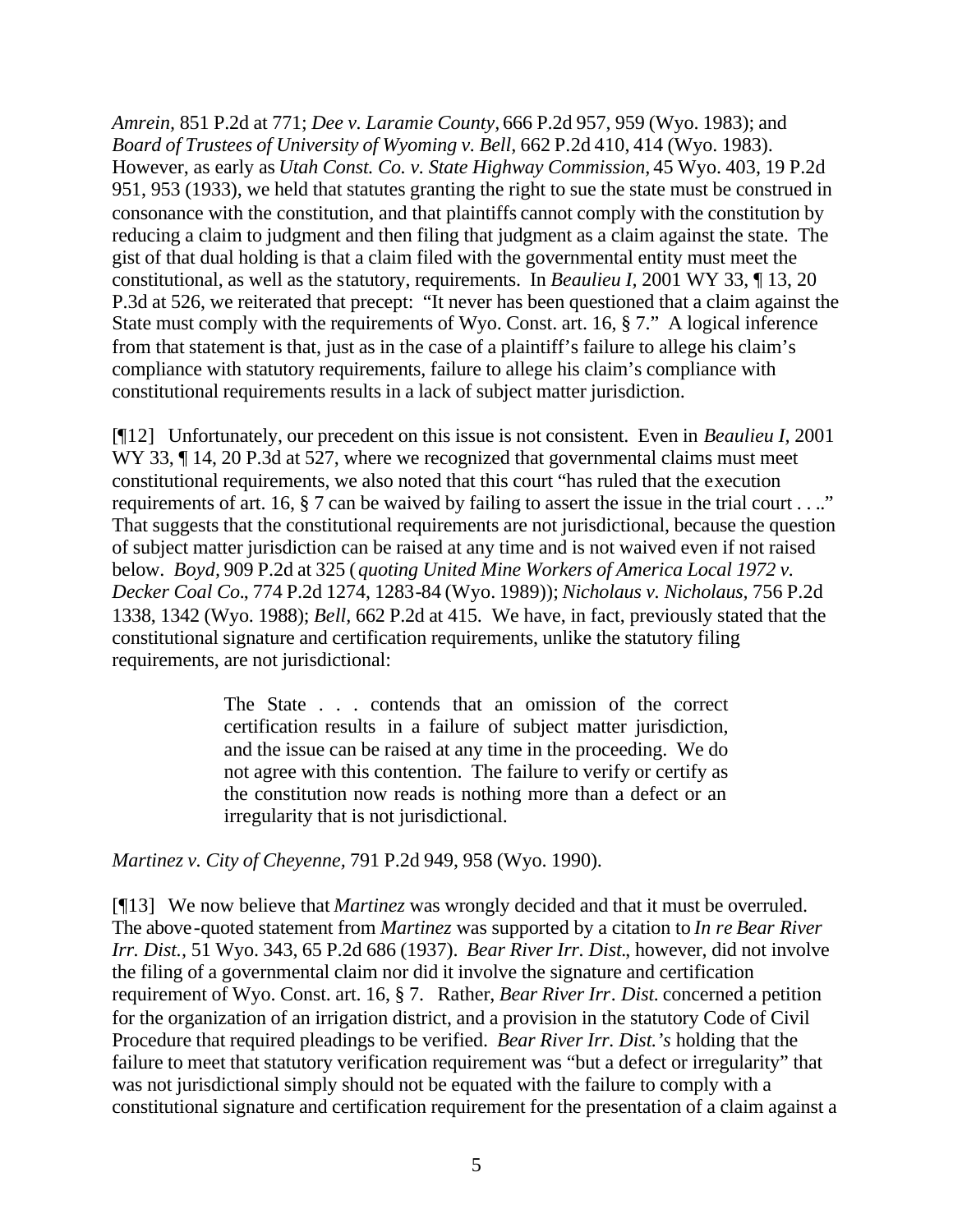*Amrein,* 851 P.2d at 771; *Dee v. Laramie County,* 666 P.2d 957, 959 (Wyo. 1983); and *Board of Trustees of University of Wyoming v. Bell,* 662 P.2d 410, 414 (Wyo. 1983). However, as early as *Utah Const. Co. v. State Highway Commission,* 45 Wyo. 403, 19 P.2d 951, 953 (1933), we held that statutes granting the right to sue the state must be construed in consonance with the constitution, and that plaintiffs cannot comply with the constitution by reducing a claim to judgment and then filing that judgment as a claim against the state. The gist of that dual holding is that a claim filed with the governmental entity must meet the constitutional, as well as the statutory, requirements. In *Beaulieu I,* 2001 WY 33, ¶ 13, 20 P.3d at 526, we reiterated that precept: "It never has been questioned that a claim against the State must comply with the requirements of Wyo. Const. art. 16, § 7." A logical inference from that statement is that, just as in the case of a plaintiff's failure to allege his claim's compliance with statutory requirements, failure to allege his claim's compliance with constitutional requirements results in a lack of subject matter jurisdiction.

[¶12] Unfortunately, our precedent on this issue is not consistent. Even in *Beaulieu I,* 2001 WY 33, ¶ 14, 20 P.3d at 527, where we recognized that governmental claims must meet constitutional requirements, we also noted that this court "has ruled that the execution requirements of art. 16, § 7 can be waived by failing to assert the issue in the trial court . . .." That suggests that the constitutional requirements are not jurisdictional, because the question of subject matter jurisdiction can be raised at any time and is not waived even if not raised below. *Boyd,* 909 P.2d at 325 (*quoting United Mine Workers of America Local 1972 v. Decker Coal Co.,* 774 P.2d 1274, 1283-84 (Wyo. 1989)); *Nicholaus v. Nicholaus,* 756 P.2d 1338, 1342 (Wyo. 1988); *Bell,* 662 P.2d at 415. We have, in fact, previously stated that the constitutional signature and certification requirements, unlike the statutory filing requirements, are not jurisdictional:

> The State . . . contends that an omission of the correct certification results in a failure of subject matter jurisdiction, and the issue can be raised at any time in the proceeding. We do not agree with this contention. The failure to verify or certify as the constitution now reads is nothing more than a defect or an irregularity that is not jurisdictional.

*Martinez v. City of Cheyenne,* 791 P.2d 949, 958 (Wyo. 1990).

[¶13] We now believe that *Martinez* was wrongly decided and that it must be overruled. The above-quoted statement from *Martinez* was supported by a citation to *In re Bear River Irr. Dist.,* 51 Wyo. 343, 65 P.2d 686 (1937). *Bear River Irr. Dist.,* however, did not involve the filing of a governmental claim nor did it involve the signature and certification requirement of Wyo. Const. art. 16, § 7. Rather, *Bear River Irr. Dist.* concerned a petition for the organization of an irrigation district, and a provision in the statutory Code of Civil Procedure that required pleadings to be verified. *Bear River Irr. Dist.'s* holding that the failure to meet that statutory verification requirement was "but a defect or irregularity" that was not jurisdictional simply should not be equated with the failure to comply with a constitutional signature and certification requirement for the presentation of a claim against a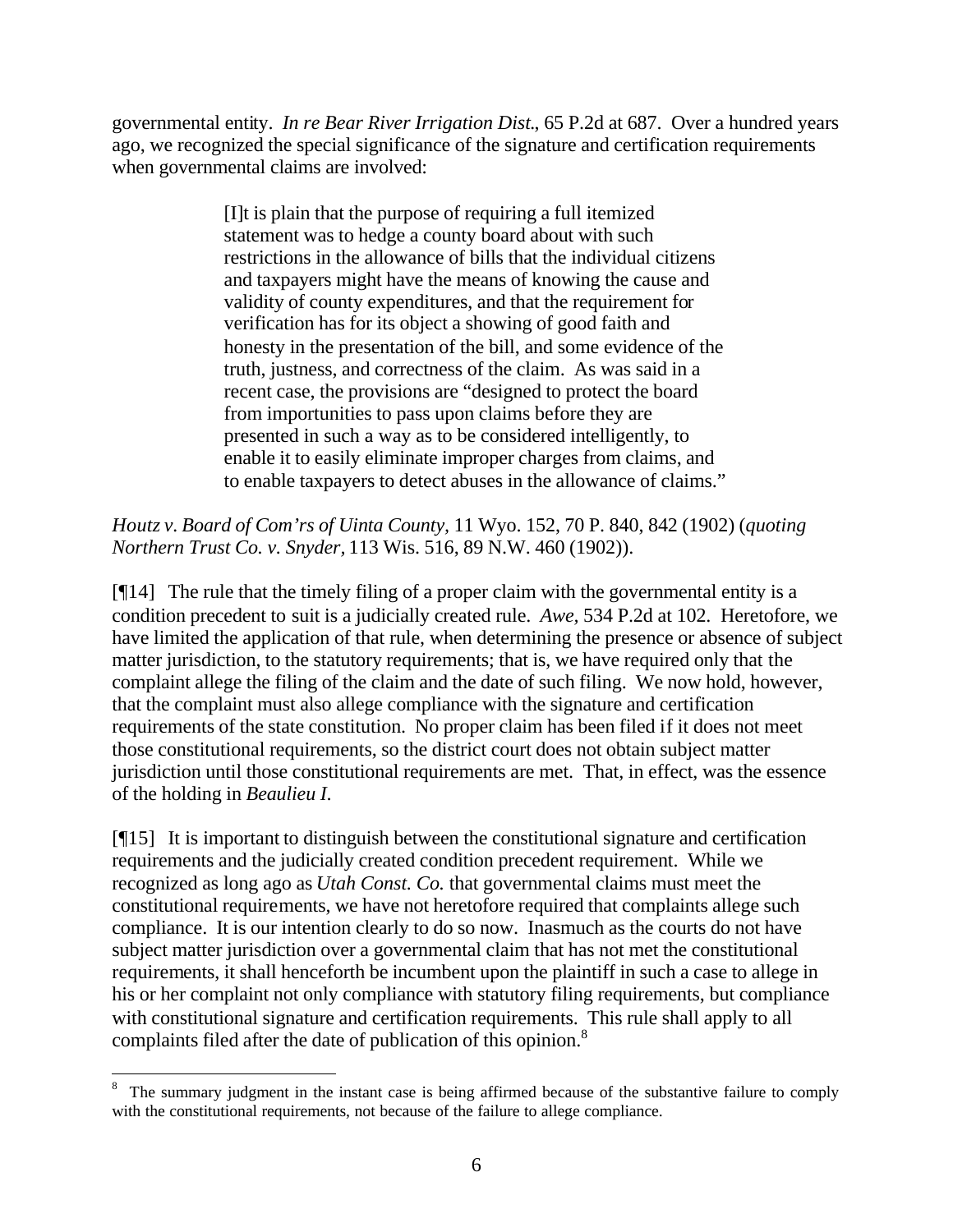governmental entity. *In re Bear River Irrigation Dist.*, 65 P.2d at 687. Over a hundred years ago, we recognized the special significance of the signature and certification requirements when governmental claims are involved:

> [I]t is plain that the purpose of requiring a full itemized statement was to hedge a county board about with such restrictions in the allowance of bills that the individual citizens and taxpayers might have the means of knowing the cause and validity of county expenditures, and that the requirement for verification has for its object a showing of good faith and honesty in the presentation of the bill, and some evidence of the truth, justness, and correctness of the claim. As was said in a recent case, the provisions are "designed to protect the board from importunities to pass upon claims before they are presented in such a way as to be considered intelligently, to enable it to easily eliminate improper charges from claims, and to enable taxpayers to detect abuses in the allowance of claims."

*Houtz v. Board of Com'rs of Uinta County*, 11 Wyo. 152, 70 P. 840, 842 (1902) (*quoting Northern Trust Co. v. Snyder*, 113 Wis. 516, 89 N.W. 460 (1902)).

[¶14] The rule that the timely filing of a proper claim with the governmental entity is a condition precedent to suit is a judicially created rule. *Awe*, 534 P.2d at 102. Heretofore, we have limited the application of that rule, when determining the presence or absence of subject matter jurisdiction, to the statutory requirements; that is, we have required only that the complaint allege the filing of the claim and the date of such filing. We now hold, however, that the complaint must also allege compliance with the signature and certification requirements of the state constitution. No proper claim has been filed if it does not meet those constitutional requirements, so the district court does not obtain subject matter jurisdiction until those constitutional requirements are met. That, in effect, was the essence of the holding in *Beaulieu I*.

[¶15] It is important to distinguish between the constitutional signature and certification requirements and the judicially created condition precedent requirement. While we recognized as long ago as *Utah Const. Co.* that governmental claims must meet the constitutional requirements, we have not heretofore required that complaints allege such compliance. It is our intention clearly to do so now. Inasmuch as the courts do not have subject matter jurisdiction over a governmental claim that has not met the constitutional requirements, it shall henceforth be incumbent upon the plaintiff in such a case to allege in his or her complaint not only compliance with statutory filing requirements, but compliance with constitutional signature and certification requirements. This rule shall apply to all complaints filed after the date of publication of this opinion.[8]

---

[8] The summary judgment in the instant case is being affirmed because of the substantive failure to comply with the constitutional requirements, not because of the failure to allege compliance.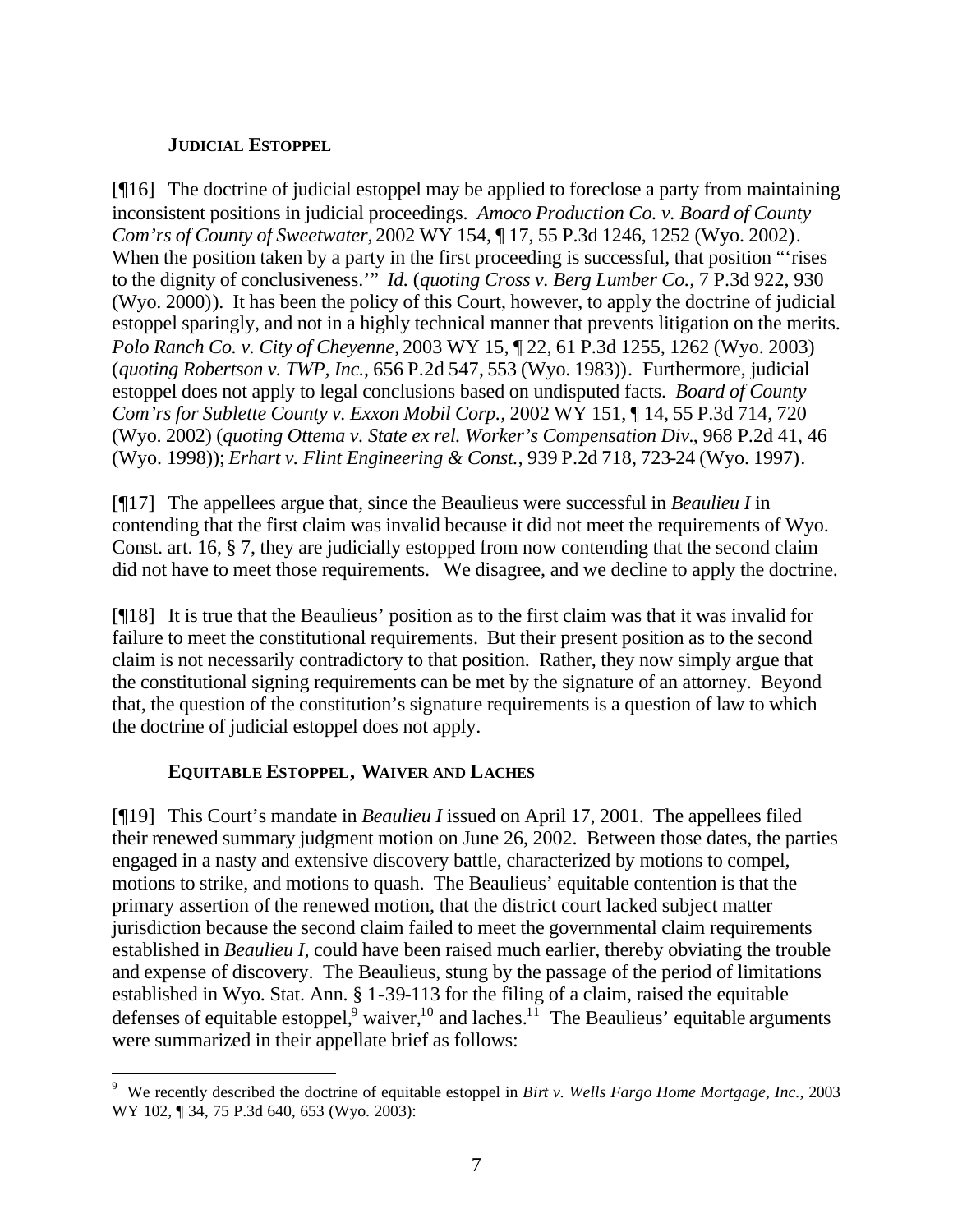### JUDICIAL ESTOPPEL

[¶16] The doctrine of judicial estoppel may be applied to foreclose a party from maintaining inconsistent positions in judicial proceedings. *Amoco Production Co. v. Board of County Com'rs of County of Sweetwater*, 2002 WY 154, ¶ 17, 55 P.3d 1246, 1252 (Wyo. 2002). When the position taken by a party in the first proceeding is successful, that position "'rises to the dignity of conclusiveness.'" *Id.* (*quoting Cross v. Berg Lumber Co.*, 7 P.3d 922, 930 (Wyo. 2000)). It has been the policy of this Court, however, to apply the doctrine of judicial estoppel sparingly, and not in a highly technical manner that prevents litigation on the merits. *Polo Ranch Co. v. City of Cheyenne*, 2003 WY 15, ¶ 22, 61 P.3d 1255, 1262 (Wyo. 2003) (*quoting Robertson v. TWP, Inc.*, 656 P.2d 547, 553 (Wyo. 1983)). Furthermore, judicial estoppel does not apply to legal conclusions based on undisputed facts. *Board of County Com'rs for Sublette County v. Exxon Mobil Corp.*, 2002 WY 151, ¶ 14, 55 P.3d 714, 720 (Wyo. 2002) (*quoting Ottema v. State ex rel. Worker's Compensation Div.*, 968 P.2d 41, 46 (Wyo. 1998)); *Erhart v. Flint Engineering & Const.*, 939 P.2d 718, 723-24 (Wyo. 1997).

[¶17] The appellees argue that, since the Beaulieus were successful in *Beaulieu I* in contending that the first claim was invalid because it did not meet the requirements of Wyo. Const. art. 16, § 7, they are judicially estopped from now contending that the second claim did not have to meet those requirements. We disagree, and we decline to apply the doctrine.

[¶18] It is true that the Beaulieus' position as to the first claim was that it was invalid for failure to meet the constitutional requirements. But their present position as to the second claim is not necessarily contradictory to that position. Rather, they now simply argue that the constitutional signing requirements can be met by the signature of an attorney. Beyond that, the question of the constitution's signature requirements is a question of law to which the doctrine of judicial estoppel does not apply.

### EQUITABLE ESTOPPEL, WAIVER AND LACHES

[¶19] This Court's mandate in *Beaulieu I* issued on April 17, 2001. The appellees filed their renewed summary judgment motion on June 26, 2002. Between those dates, the parties engaged in a nasty and extensive discovery battle, characterized by motions to compel, motions to strike, and motions to quash. The Beaulieus' equitable contention is that the primary assertion of the renewed motion, that the district court lacked subject matter jurisdiction because the second claim failed to meet the governmental claim requirements established in *Beaulieu I,* could have been raised much earlier, thereby obviating the trouble and expense of discovery. The Beaulieus, stung by the passage of the period of limitations established in Wyo. Stat. Ann. § 1-39-113 for the filing of a claim, raised the equitable defenses of equitable estoppel,[9] waiver,[10] and laches.[11] The Beaulieus' equitable arguments were summarized in their appellate brief as follows:

---

[9] We recently described the doctrine of equitable estoppel in *Birt v. Wells Fargo Home Mortgage, Inc.,* 2003 WY 102, ¶ 34, 75 P.3d 640, 653 (Wyo. 2003):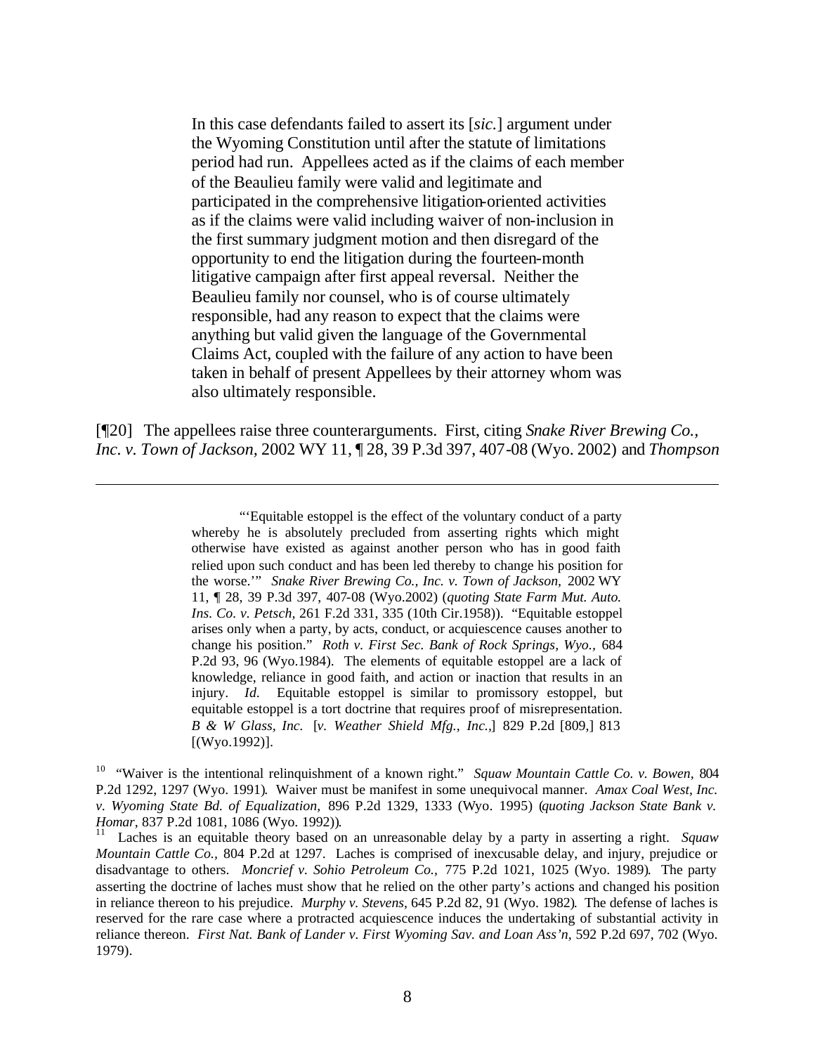> In this case defendants failed to assert its [*sic.*] argument under the Wyoming Constitution until after the statute of limitations period had run. Appellees acted as if the claims of each member of the Beaulieu family were valid and legitimate and participated in the comprehensive litigation-oriented activities as if the claims were valid including waiver of non-inclusion in the first summary judgment motion and then disregard of the opportunity to end the litigation during the fourteen-month litigative campaign after first appeal reversal. Neither the Beaulieu family nor counsel, who is of course ultimately responsible, had any reason to expect that the claims were anything but valid given the language of the Governmental Claims Act, coupled with the failure of any action to have been taken in behalf of present Appellees by their attorney whom was also ultimately responsible.

[¶20] The appellees raise three counterarguments. First, citing *Snake River Brewing Co., Inc. v. Town of Jackson,* 2002 WY 11, ¶ 28, 39 P.3d 397, 407-08 (Wyo. 2002) and *Thompson*

---

> "'Equitable estoppel is the effect of the voluntary conduct of a party whereby he is absolutely precluded from asserting rights which might otherwise have existed as against another person who has in good faith relied upon such conduct and has been led thereby to change his position for the worse.'" *Snake River Brewing Co., Inc. v. Town of Jackson,* 2002 WY 11, ¶ 28, 39 P.3d 397, 407-08 (Wyo.2002) (*quoting State Farm Mut. Auto. Ins. Co. v. Petsch,* 261 F.2d 331, 335 (10th Cir.1958)). "Equitable estoppel arises only when a party, by acts, conduct, or acquiescence causes another to change his position." *Roth v. First Sec. Bank of Rock Springs, Wyo.,* 684 P.2d 93, 96 (Wyo.1984). The elements of equitable estoppel are a lack of knowledge, reliance in good faith, and action or inaction that results in an injury. *Id.* Equitable estoppel is similar to promissory estoppel, but equitable estoppel is a tort doctrine that requires proof of misrepresentation. *B & W Glass, Inc.* [*v. Weather Shield Mfg., Inc.*,] 829 P.2d [809,] 813 [(Wyo.1992)].

[10] "Waiver is the intentional relinquishment of a known right." *Squaw Mountain Cattle Co. v. Bowen,* 804 P.2d 1292, 1297 (Wyo. 1991). Waiver must be manifest in some unequivocal manner. *Amax Coal West, Inc. v. Wyoming State Bd. of Equalization,* 896 P.2d 1329, 1333 (Wyo. 1995) (*quoting Jackson State Bank v. Homar*, 837 P.2d 1081, 1086 (Wyo. 1992)).

[11] Laches is an equitable theory based on an unreasonable delay by a party in asserting a right. *Squaw Mountain Cattle Co.,* 804 P.2d at 1297. Laches is comprised of inexcusable delay, and injury, prejudice or disadvantage to others. *Moncrief v. Sohio Petroleum Co.,* 775 P.2d 1021, 1025 (Wyo. 1989). The party asserting the doctrine of laches must show that he relied on the other party's actions and changed his position in reliance thereon to his prejudice. *Murphy v. Stevens,* 645 P.2d 82, 91 (Wyo. 1982). The defense of laches is reserved for the rare case where a protracted acquiescence induces the undertaking of substantial activity in reliance thereon. *First Nat. Bank of Lander v. First Wyoming Sav. and Loan Ass'n,* 592 P.2d 697, 702 (Wyo. 1979).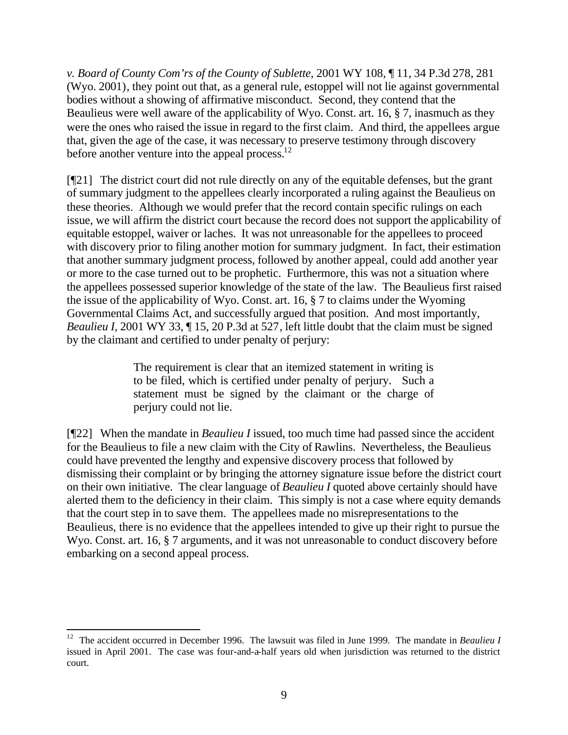*v. Board of County Com'rs of the County of Sublette*, 2001 WY 108, ¶ 11, 34 P.3d 278, 281 (Wyo. 2001), they point out that, as a general rule, estoppel will not lie against governmental bodies without a showing of affirmative misconduct. Second, they contend that the Beaulieus were well aware of the applicability of Wyo. Const. art. 16, § 7, inasmuch as they were the ones who raised the issue in regard to the first claim. And third, the appellees argue that, given the age of the case, it was necessary to preserve testimony through discovery before another venture into the appeal process.[12]

[¶21] The district court did not rule directly on any of the equitable defenses, but the grant of summary judgment to the appellees clearly incorporated a ruling against the Beaulieus on these theories. Although we would prefer that the record contain specific rulings on each issue, we will affirm the district court because the record does not support the applicability of equitable estoppel, waiver or laches. It was not unreasonable for the appellees to proceed with discovery prior to filing another motion for summary judgment. In fact, their estimation that another summary judgment process, followed by another appeal, could add another year or more to the case turned out to be prophetic. Furthermore, this was not a situation where the appellees possessed superior knowledge of the state of the law. The Beaulieus first raised the issue of the applicability of Wyo. Const. art. 16, § 7 to claims under the Wyoming Governmental Claims Act, and successfully argued that position. And most importantly, *Beaulieu I*, 2001 WY 33, ¶ 15, 20 P.3d at 527, left little doubt that the claim must be signed by the claimant and certified to under penalty of perjury:

> The requirement is clear that an itemized statement in writing is to be filed, which is certified under penalty of perjury. Such a statement must be signed by the claimant or the charge of perjury could not lie.

[¶22] When the mandate in *Beaulieu I* issued, too much time had passed since the accident for the Beaulieus to file a new claim with the City of Rawlins. Nevertheless, the Beaulieus could have prevented the lengthy and expensive discovery process that followed by dismissing their complaint or by bringing the attorney signature issue before the district court on their own initiative. The clear language of *Beaulieu I* quoted above certainly should have alerted them to the deficiency in their claim. This simply is not a case where equity demands that the court step in to save them. The appellees made no misrepresentations to the Beaulieus, there is no evidence that the appellees intended to give up their right to pursue the Wyo. Const. art. 16, § 7 arguments, and it was not unreasonable to conduct discovery before embarking on a second appeal process.

---

[12] The accident occurred in December 1996. The lawsuit was filed in June 1999. The mandate in *Beaulieu I* issued in April 2001. The case was four-and-a-half years old when jurisdiction was returned to the district court.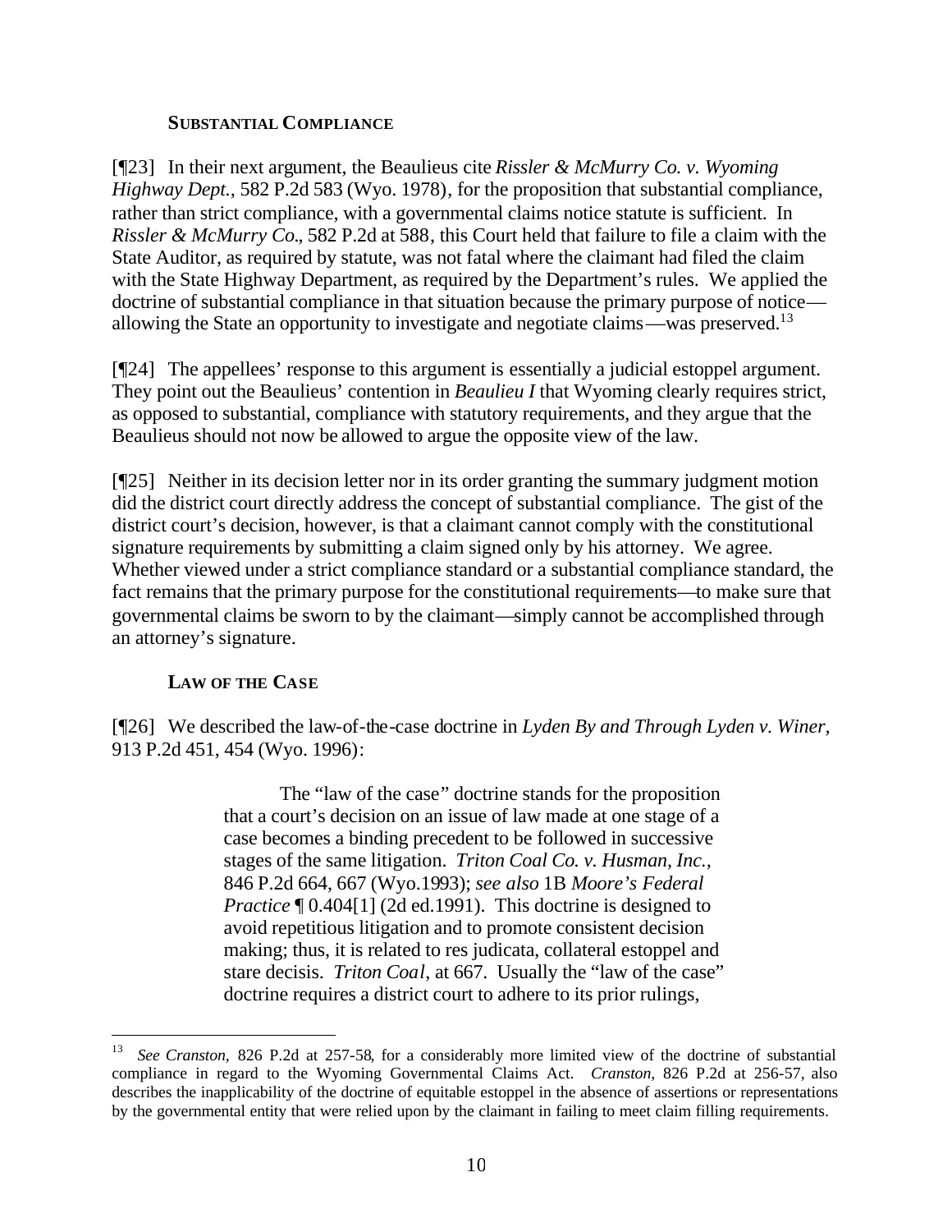### SUBSTANTIAL COMPLIANCE

[¶23] In their next argument, the Beaulieus cite *Rissler & McMurry Co. v. Wyoming Highway Dept.*, 582 P.2d 583 (Wyo. 1978), for the proposition that substantial compliance, rather than strict compliance, with a governmental claims notice statute is sufficient. In *Rissler & McMurry Co.*, 582 P.2d at 588, this Court held that failure to file a claim with the State Auditor, as required by statute, was not fatal where the claimant had filed the claim with the State Highway Department, as required by the Department's rules. We applied the doctrine of substantial compliance in that situation because the primary purpose of notice—allowing the State an opportunity to investigate and negotiate claims—was preserved.[13]

[¶24] The appellees' response to this argument is essentially a judicial estoppel argument. They point out the Beaulieus' contention in *Beaulieu I* that Wyoming clearly requires strict, as opposed to substantial, compliance with statutory requirements, and they argue that the Beaulieus should not now be allowed to argue the opposite view of the law.

[¶25] Neither in its decision letter nor in its order granting the summary judgment motion did the district court directly address the concept of substantial compliance. The gist of the district court's decision, however, is that a claimant cannot comply with the constitutional signature requirements by submitting a claim signed only by his attorney. We agree. Whether viewed under a strict compliance standard or a substantial compliance standard, the fact remains that the primary purpose for the constitutional requirements—to make sure that governmental claims be sworn to by the claimant—simply cannot be accomplished through an attorney's signature.

### LAW OF THE CASE

[¶26] We described the law-of-the-case doctrine in *Lyden By and Through Lyden v. Winer*, 913 P.2d 451, 454 (Wyo. 1996):

> The "law of the case" doctrine stands for the proposition that a court's decision on an issue of law made at one stage of a case becomes a binding precedent to be followed in successive stages of the same litigation. *Triton Coal Co. v. Husman, Inc.*, 846 P.2d 664, 667 (Wyo.1993); *see also* 1B *Moore's Federal Practice* ¶ 0.404[1] (2d ed.1991). This doctrine is designed to avoid repetitious litigation and to promote consistent decision making; thus, it is related to res judicata, collateral estoppel and stare decisis. *Triton Coal*, at 667. Usually the "law of the case" doctrine requires a district court to adhere to its prior rulings,

---

[13] *See Cranston*, 826 P.2d at 257-58, for a considerably more limited view of the doctrine of substantial compliance in regard to the Wyoming Governmental Claims Act. *Cranston*, 826 P.2d at 256-57, also describes the inapplicability of the doctrine of equitable estoppel in the absence of assertions or representations by the governmental entity that were relied upon by the claimant in failing to meet claim filling requirements.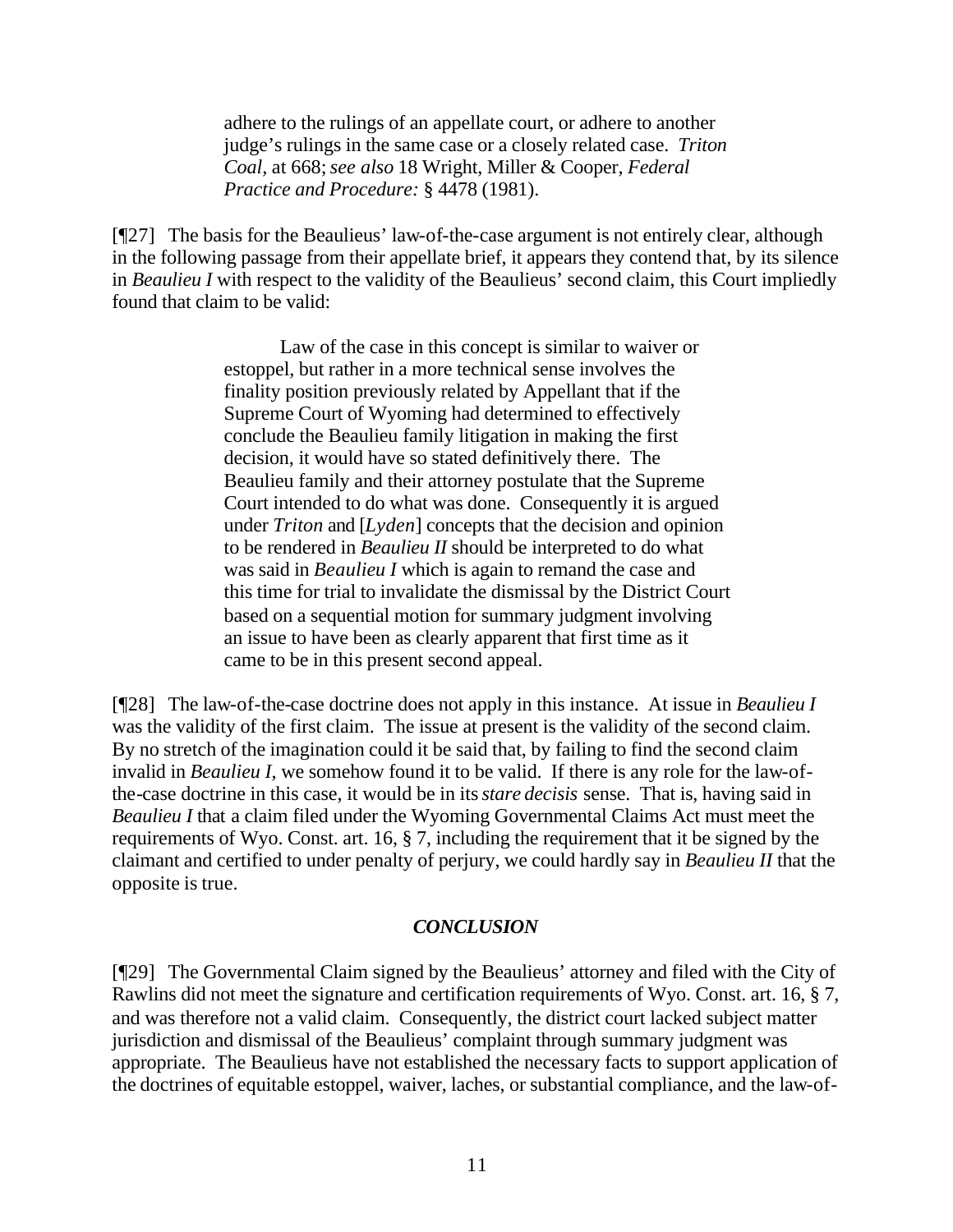> adhere to the rulings of an appellate court, or adhere to another judge's rulings in the same case or a closely related case. *Triton Coal,* at 668; *see also* 18 Wright, Miller & Cooper, *Federal Practice and Procedure:* § 4478 (1981).

[¶27] The basis for the Beaulieus' law-of-the-case argument is not entirely clear, although in the following passage from their appellate brief, it appears they contend that, by its silence in *Beaulieu I* with respect to the validity of the Beaulieus' second claim, this Court impliedly found that claim to be valid:

> Law of the case in this concept is similar to waiver or estoppel, but rather in a more technical sense involves the finality position previously related by Appellant that if the Supreme Court of Wyoming had determined to effectively conclude the Beaulieu family litigation in making the first decision, it would have so stated definitively there. The Beaulieu family and their attorney postulate that the Supreme Court intended to do what was done. Consequently it is argued under *Triton* and [*Lyden*] concepts that the decision and opinion to be rendered in *Beaulieu II* should be interpreted to do what was said in *Beaulieu I* which is again to remand the case and this time for trial to invalidate the dismissal by the District Court based on a sequential motion for summary judgment involving an issue to have been as clearly apparent that first time as it came to be in this present second appeal.

[¶28] The law-of-the-case doctrine does not apply in this instance. At issue in *Beaulieu I* was the validity of the first claim. The issue at present is the validity of the second claim. By no stretch of the imagination could it be said that, by failing to find the second claim invalid in *Beaulieu I,* we somehow found it to be valid. If there is any role for the law-of-the-case doctrine in this case, it would be in its *stare decisis* sense. That is, having said in *Beaulieu I* that a claim filed under the Wyoming Governmental Claims Act must meet the requirements of Wyo. Const. art. 16, § 7, including the requirement that it be signed by the claimant and certified to under penalty of perjury, we could hardly say in *Beaulieu II* that the opposite is true.

## *CONCLUSION*

[¶29] The Governmental Claim signed by the Beaulieus' attorney and filed with the City of Rawlins did not meet the signature and certification requirements of Wyo. Const. art. 16, § 7, and was therefore not a valid claim. Consequently, the district court lacked subject matter jurisdiction and dismissal of the Beaulieus' complaint through summary judgment was appropriate. The Beaulieus have not established the necessary facts to support application of the doctrines of equitable estoppel, waiver, laches, or substantial compliance, and the law-of-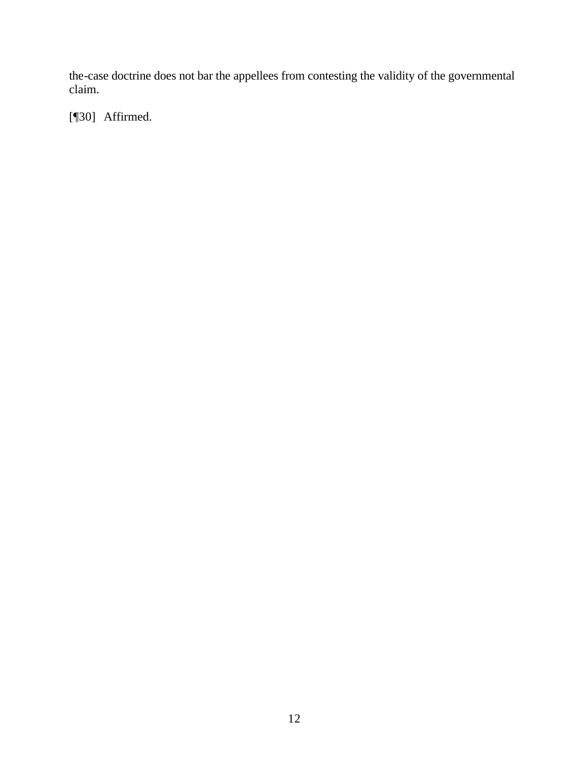the-case doctrine does not bar the appellees from contesting the validity of the governmental claim.

[¶30] Affirmed.